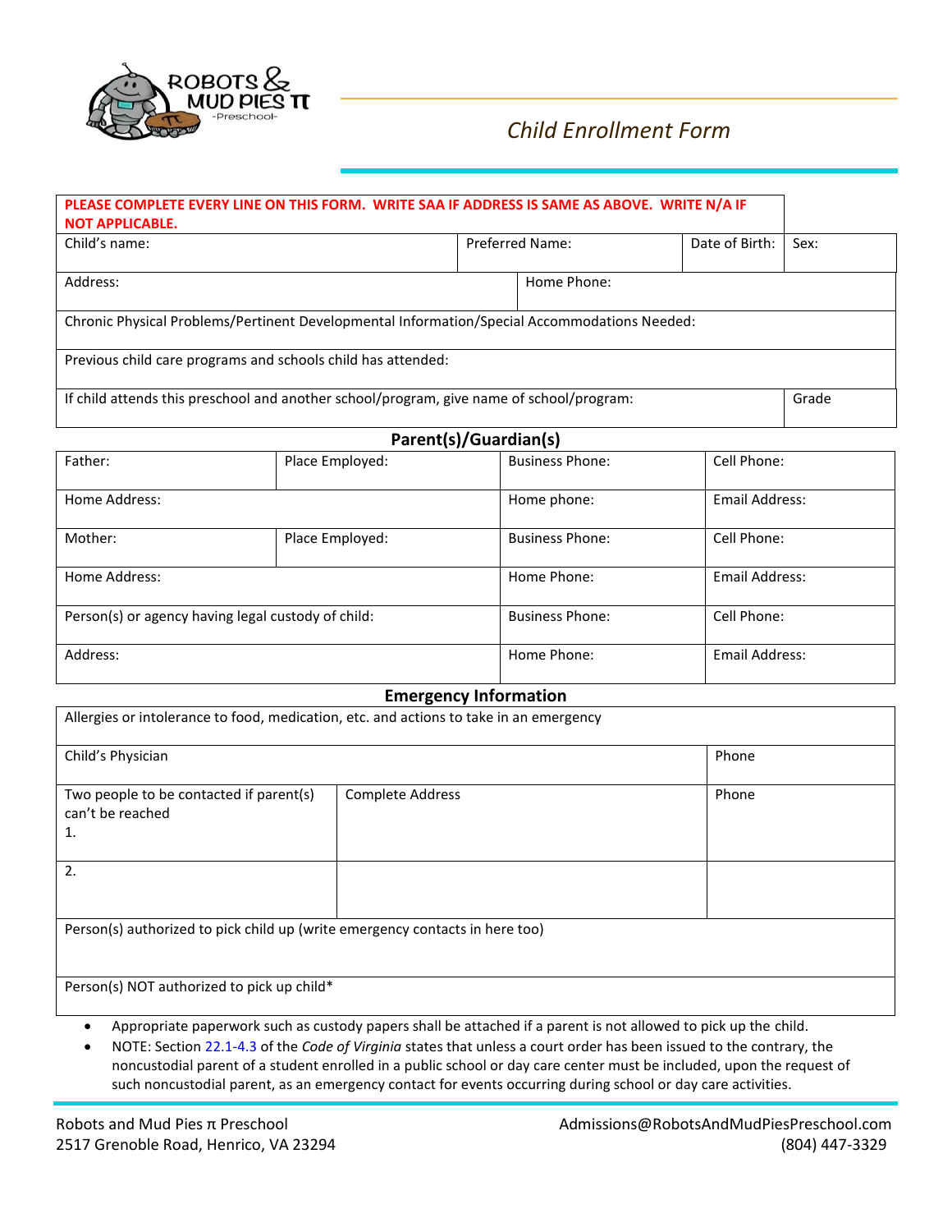ROBOTS & MUD PIES π -Preschool-

# Child Enrollment Form

**PLEASE COMPLETE EVERY LINE ON THIS FORM. WRITE SAA IF ADDRESS IS SAME AS ABOVE. WRITE N/A IF NOT APPLICABLE.**

| Child's name: | Preferred Name: | Date of Birth: | Sex: |
|---|---|---|---|
| Address: | Home Phone: | | |
| Chronic Physical Problems/Pertinent Developmental Information/Special Accommodations Needed: | | | |
| Previous child care programs and schools child has attended: | | | |
| If child attends this preschool and another school/program, give name of school/program: | | | Grade |

## Parent(s)/Guardian(s)

| Father: | Place Employed: | Business Phone: | Cell Phone: |
|---|---|---|---|
| Home Address: | | Home phone: | Email Address: |
| Mother: | Place Employed: | Business Phone: | Cell Phone: |
| Home Address: | | Home Phone: | Email Address: |
| Person(s) or agency having legal custody of child: | | Business Phone: | Cell Phone: |
| Address: | | Home Phone: | Email Address: |

## Emergency Information

| Allergies or intolerance to food, medication, etc. and actions to take in an emergency | | |
|---|---|---|
| Child's Physician | | Phone |
| Two people to be contacted if parent(s) can't be reached<br>1. | Complete Address | Phone |
| 2. | | |
| Person(s) authorized to pick child up (write emergency contacts in here too) | | |
| Person(s) NOT authorized to pick up child* | | |

- Appropriate paperwork such as custody papers shall be attached if a parent is not allowed to pick up the child.
- NOTE: Section 22.1-4.3 of the *Code of Virginia* states that unless a court order has been issued to the contrary, the noncustodial parent of a student enrolled in a public school or day care center must be included, upon the request of such noncustodial parent, as an emergency contact for events occurring during school or day care activities.

Robots and Mud Pies π Preschool
2517 Grenoble Road, Henrico, VA 23294

Admissions@RobotsAndMudPiesPreschool.com
(804) 447-3329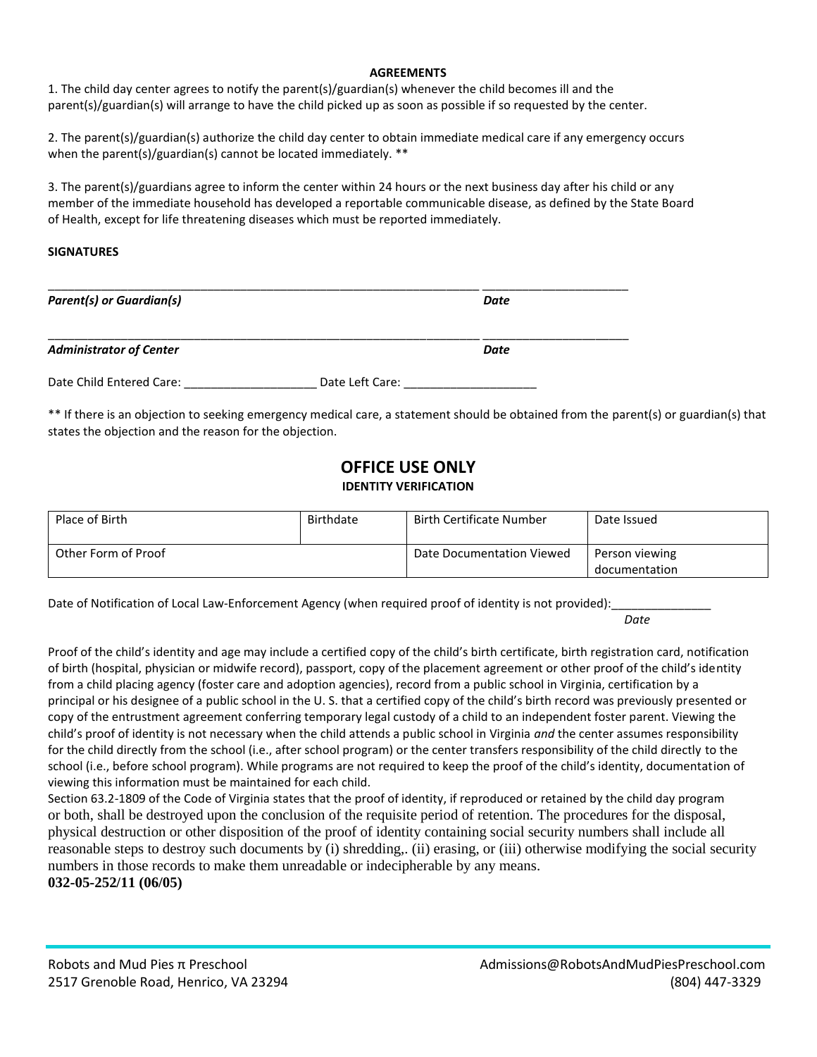**AGREEMENTS**

1. The child day center agrees to notify the parent(s)/guardian(s) whenever the child becomes ill and the parent(s)/guardian(s) will arrange to have the child picked up as soon as possible if so requested by the center.

2. The parent(s)/guardian(s) authorize the child day center to obtain immediate medical care if any emergency occurs when the parent(s)/guardian(s) cannot be located immediately. **

3. The parent(s)/guardians agree to inform the center within 24 hours or the next business day after his child or any member of the immediate household has developed a reportable communicable disease, as defined by the State Board of Health, except for life threatening diseases which must be reported immediately.

**SIGNATURES**

___________________________________________________________________ ______________________

***Parent(s) or Guardian(s)*** ***Date***

___________________________________________________________________ ______________________

***Administrator of Center*** ***Date***

Date Child Entered Care: ____________________ Date Left Care: ____________________

** If there is an objection to seeking emergency medical care, a statement should be obtained from the parent(s) or guardian(s) that states the objection and the reason for the objection.

## OFFICE USE ONLY

**IDENTITY VERIFICATION**

| | | | |
|---|---|---|---|
| Place of Birth | Birthdate | Birth Certificate Number | Date Issued |
| Other Form of Proof | | Date Documentation Viewed | Person viewing documentation |

Date of Notification of Local Law-Enforcement Agency (when required proof of identity is not provided):_______________

*Date*

Proof of the child's identity and age may include a certified copy of the child's birth certificate, birth registration card, notification of birth (hospital, physician or midwife record), passport, copy of the placement agreement or other proof of the child's identity from a child placing agency (foster care and adoption agencies), record from a public school in Virginia, certification by a principal or his designee of a public school in the U. S. that a certified copy of the child's birth record was previously presented or copy of the entrustment agreement conferring temporary legal custody of a child to an independent foster parent. Viewing the child's proof of identity is not necessary when the child attends a public school in Virginia *and* the center assumes responsibility for the child directly from the school (i.e., after school program) or the center transfers responsibility of the child directly to the school (i.e., before school program). While programs are not required to keep the proof of the child's identity, documentation of viewing this information must be maintained for each child.

Section 63.2-1809 of the Code of Virginia states that the proof of identity, if reproduced or retained by the child day program or both, shall be destroyed upon the conclusion of the requisite period of retention. The procedures for the disposal, physical destruction or other disposition of the proof of identity containing social security numbers shall include all reasonable steps to destroy such documents by (i) shredding,. (ii) erasing, or (iii) otherwise modifying the social security numbers in those records to make them unreadable or indecipherable by any means.

**032-05-252/11 (06/05)**

Robots and Mud Pies π Preschool
2517 Grenoble Road, Henrico, VA 23294

Admissions@RobotsAndMudPiesPreschool.com
(804) 447-3329